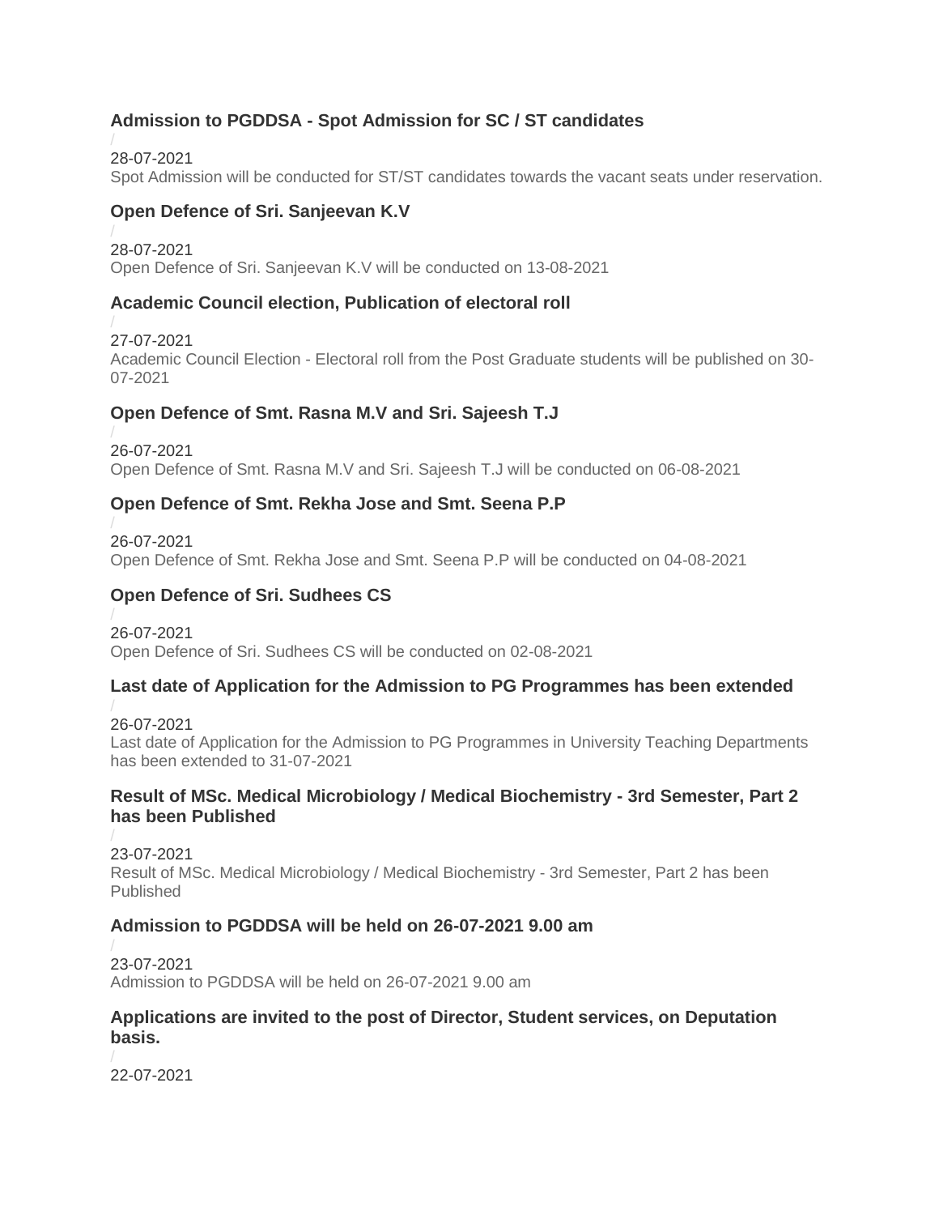### Admission to PGDDSA - Spot Admission for SC / ST candidates

/

28-07-2021

Spot Admission will be conducted for ST/ST candidates towards the vacant seats under reservation.

### Open Defence of Sri. Sanjeevan K.V

/

28-07-2021

Open Defence of Sri. Sanjeevan K.V will be conducted on 13-08-2021

### Academic Council election, Publication of electoral roll

/

27-07-2021

Academic Council Election - Electoral roll from the Post Graduate students will be published on 30-07-2021

### Open Defence of Smt. Rasna M.V and Sri. Sajeesh T.J

/

26-07-2021

Open Defence of Smt. Rasna M.V and Sri. Sajeesh T.J will be conducted on 06-08-2021

### Open Defence of Smt. Rekha Jose and Smt. Seena P.P

/

26-07-2021

Open Defence of Smt. Rekha Jose and Smt. Seena P.P will be conducted on 04-08-2021

### Open Defence of Sri. Sudhees CS

/

26-07-2021

Open Defence of Sri. Sudhees CS will be conducted on 02-08-2021

### Last date of Application for the Admission to PG Programmes has been extended

/

26-07-2021

Last date of Application for the Admission to PG Programmes in University Teaching Departments has been extended to 31-07-2021

### Result of MSc. Medical Microbiology / Medical Biochemistry - 3rd Semester, Part 2 has been Published

/

23-07-2021

Result of MSc. Medical Microbiology / Medical Biochemistry - 3rd Semester, Part 2 has been Published

### Admission to PGDDSA will be held on 26-07-2021 9.00 am

/

23-07-2021

Admission to PGDDSA will be held on 26-07-2021 9.00 am

### Applications are invited to the post of Director, Student services, on Deputation basis.

/

22-07-2021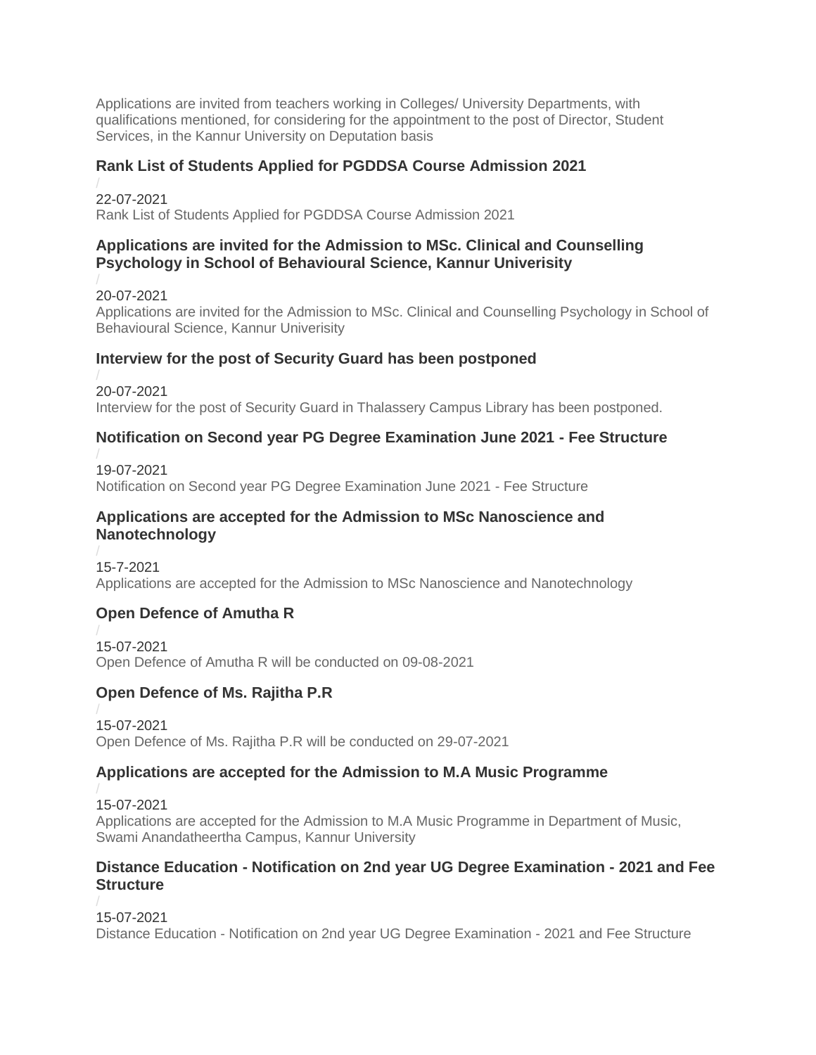Applications are invited from teachers working in Colleges/ University Departments, with qualifications mentioned, for considering for the appointment to the post of Director, Student Services, in the Kannur University on Deputation basis

### Rank List of Students Applied for PGDDSA Course Admission 2021

/

22-07-2021

Rank List of Students Applied for PGDDSA Course Admission 2021

### Applications are invited for the Admission to MSc. Clinical and Counselling Psychology in School of Behavioural Science, Kannur Univerisity

/

20-07-2021

Applications are invited for the Admission to MSc. Clinical and Counselling Psychology in School of Behavioural Science, Kannur Univerisity

### Interview for the post of Security Guard has been postponed

/

20-07-2021

Interview for the post of Security Guard in Thalassery Campus Library has been postponed.

### Notification on Second year PG Degree Examination June 2021 - Fee Structure

/

19-07-2021

Notification on Second year PG Degree Examination June 2021 - Fee Structure

### Applications are accepted for the Admission to MSc Nanoscience and Nanotechnology

/

15-7-2021

Applications are accepted for the Admission to MSc Nanoscience and Nanotechnology

### Open Defence of Amutha R

/

15-07-2021

Open Defence of Amutha R will be conducted on 09-08-2021

### Open Defence of Ms. Rajitha P.R

/

15-07-2021

Open Defence of Ms. Rajitha P.R will be conducted on 29-07-2021

### Applications are accepted for the Admission to M.A Music Programme

/

15-07-2021

Applications are accepted for the Admission to M.A Music Programme in Department of Music, Swami Anandatheertha Campus, Kannur University

### Distance Education - Notification on 2nd year UG Degree Examination - 2021 and Fee Structure

/

15-07-2021

Distance Education - Notification on 2nd year UG Degree Examination - 2021 and Fee Structure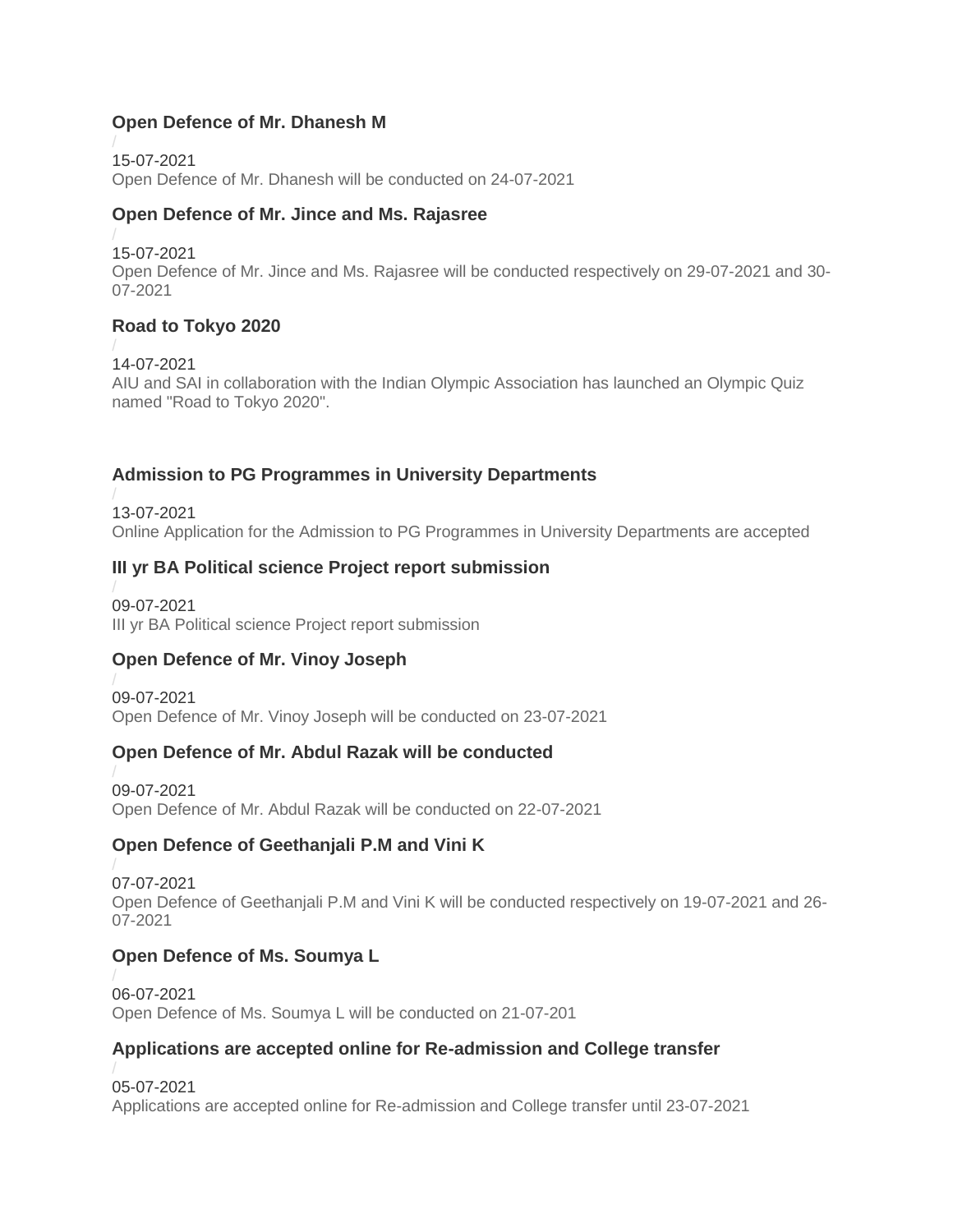### Open Defence of Mr. Dhanesh M

/

15-07-2021

Open Defence of Mr. Dhanesh will be conducted on 24-07-2021

### Open Defence of Mr. Jince and Ms. Rajasree

/

15-07-2021

Open Defence of Mr. Jince and Ms. Rajasree will be conducted respectively on 29-07-2021 and 30-07-2021

### Road to Tokyo 2020

/

14-07-2021

AIU and SAI in collaboration with the Indian Olympic Association has launched an Olympic Quiz named "Road to Tokyo 2020".

### Admission to PG Programmes in University Departments

/

13-07-2021

Online Application for the Admission to PG Programmes in University Departments are accepted

### III yr BA Political science Project report submission

/

09-07-2021

III yr BA Political science Project report submission

### Open Defence of Mr. Vinoy Joseph

/

09-07-2021

Open Defence of Mr. Vinoy Joseph will be conducted on 23-07-2021

### Open Defence of Mr. Abdul Razak will be conducted

/

09-07-2021

Open Defence of Mr. Abdul Razak will be conducted on 22-07-2021

### Open Defence of Geethanjali P.M and Vini K

/

07-07-2021

Open Defence of Geethanjali P.M and Vini K will be conducted respectively on 19-07-2021 and 26-07-2021

### Open Defence of Ms. Soumya L

/

06-07-2021

Open Defence of Ms. Soumya L will be conducted on 21-07-201

### Applications are accepted online for Re-admission and College transfer

/

05-07-2021

Applications are accepted online for Re-admission and College transfer until 23-07-2021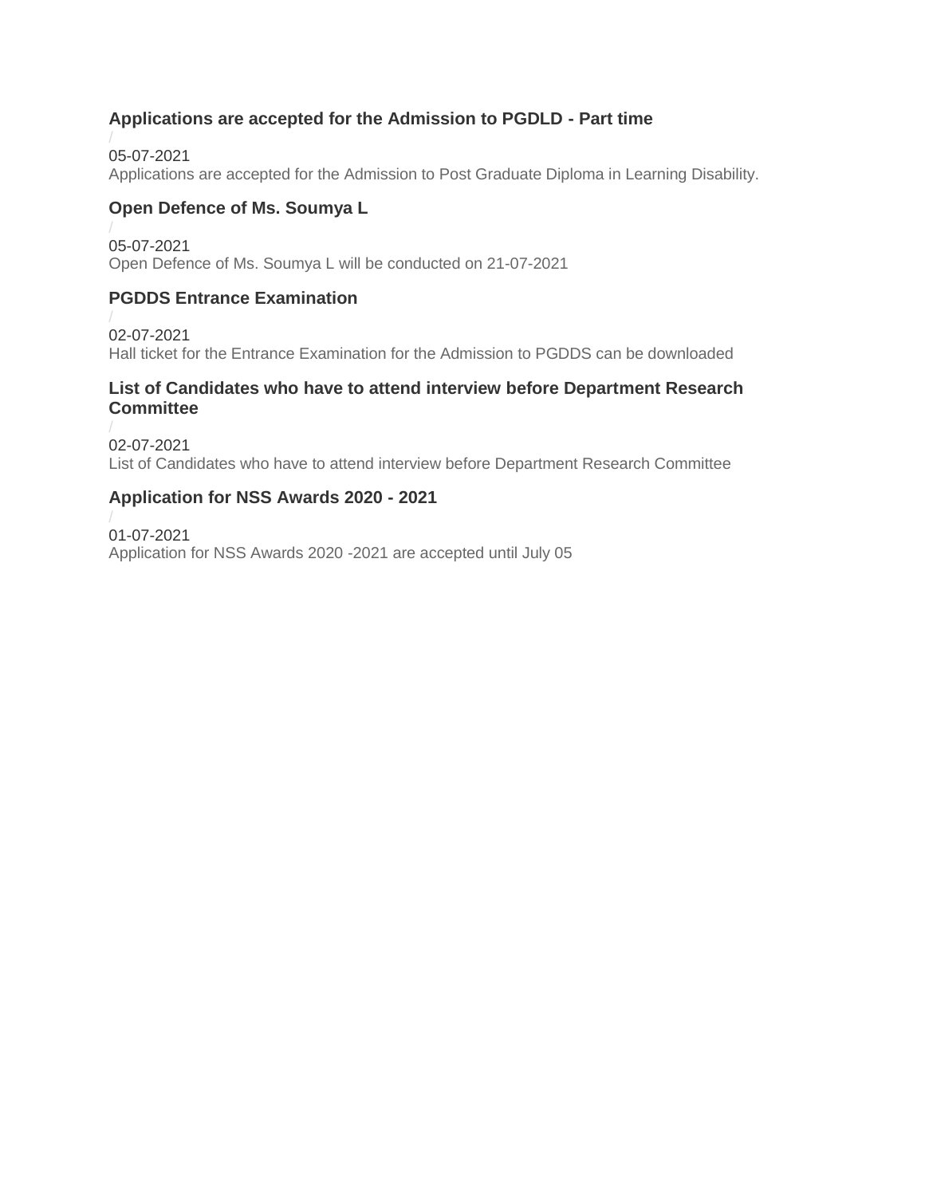### Applications are accepted for the Admission to PGDLD - Part time

/

05-07-2021

Applications are accepted for the Admission to Post Graduate Diploma in Learning Disability.

### Open Defence of Ms. Soumya L

/

05-07-2021

Open Defence of Ms. Soumya L will be conducted on 21-07-2021

### PGDDS Entrance Examination

/

02-07-2021

Hall ticket for the Entrance Examination for the Admission to PGDDS can be downloaded

### List of Candidates who have to attend interview before Department Research Committee

/

02-07-2021

List of Candidates who have to attend interview before Department Research Committee

### Application for NSS Awards 2020 - 2021

/

01-07-2021

Application for NSS Awards 2020 -2021 are accepted until July 05